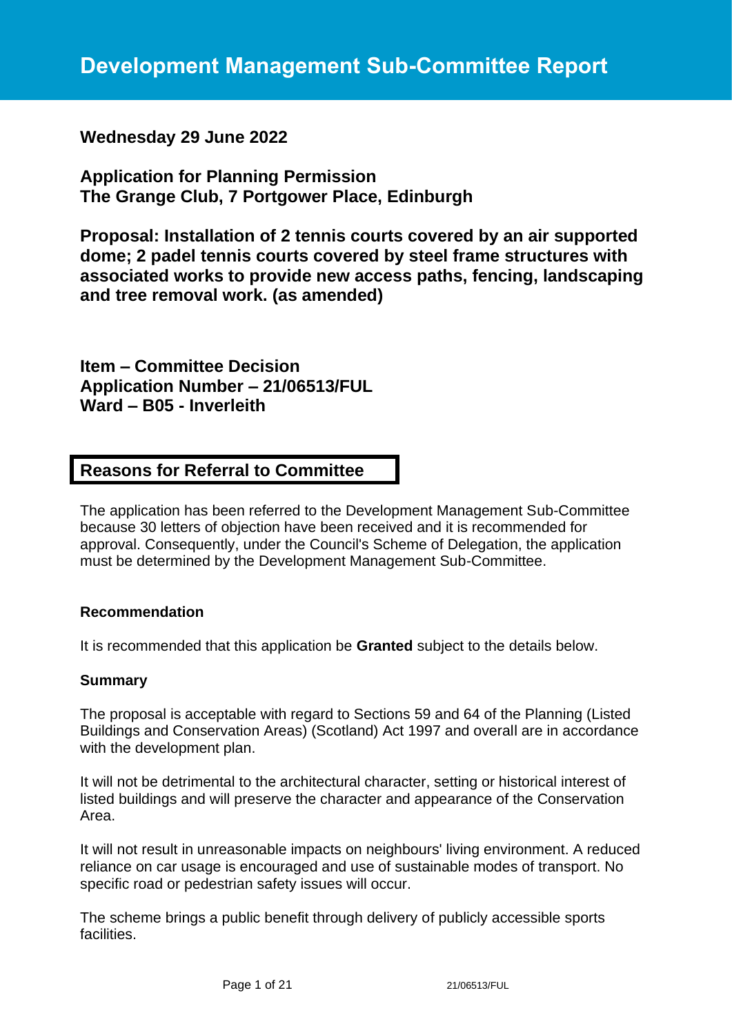# Development Management Sub-Committee Report

**Wednesday 29 June 2022**

**Application for Planning Permission**
**The Grange Club, 7 Portgower Place, Edinburgh**

**Proposal: Installation of 2 tennis courts covered by an air supported dome; 2 padel tennis courts covered by steel frame structures with associated works to provide new access paths, fencing, landscaping and tree removal work. (as amended)**

**Item – Committee Decision**
**Application Number – 21/06513/FUL**
**Ward – B05 - Inverleith**

## Reasons for Referral to Committee

The application has been referred to the Development Management Sub-Committee because 30 letters of objection have been received and it is recommended for approval. Consequently, under the Council's Scheme of Delegation, the application must be determined by the Development Management Sub-Committee.

**Recommendation**

It is recommended that this application be **Granted** subject to the details below.

**Summary**

The proposal is acceptable with regard to Sections 59 and 64 of the Planning (Listed Buildings and Conservation Areas) (Scotland) Act 1997 and overall are in accordance with the development plan.

It will not be detrimental to the architectural character, setting or historical interest of listed buildings and will preserve the character and appearance of the Conservation Area.

It will not result in unreasonable impacts on neighbours' living environment. A reduced reliance on car usage is encouraged and use of sustainable modes of transport. No specific road or pedestrian safety issues will occur.

The scheme brings a public benefit through delivery of publicly accessible sports facilities.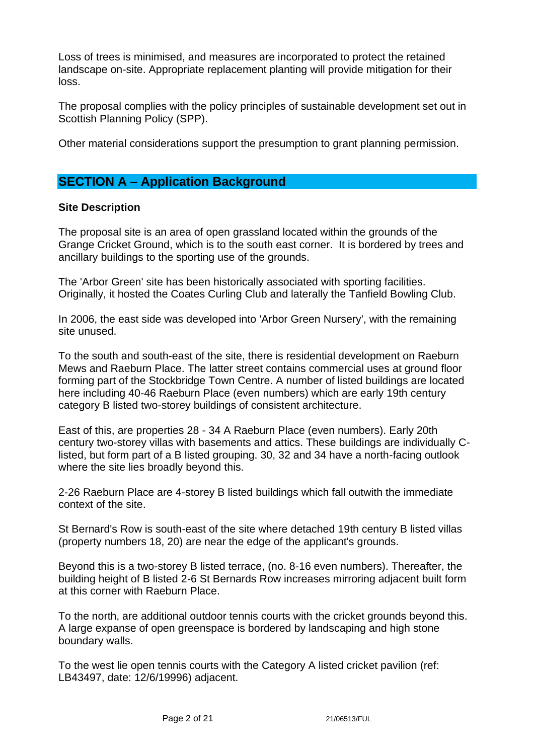Loss of trees is minimised, and measures are incorporated to protect the retained landscape on-site. Appropriate replacement planting will provide mitigation for their loss.

The proposal complies with the policy principles of sustainable development set out in Scottish Planning Policy (SPP).

Other material considerations support the presumption to grant planning permission.

## SECTION A – Application Background

### Site Description

The proposal site is an area of open grassland located within the grounds of the Grange Cricket Ground, which is to the south east corner. It is bordered by trees and ancillary buildings to the sporting use of the grounds.

The 'Arbor Green' site has been historically associated with sporting facilities. Originally, it hosted the Coates Curling Club and laterally the Tanfield Bowling Club.

In 2006, the east side was developed into 'Arbor Green Nursery', with the remaining site unused.

To the south and south-east of the site, there is residential development on Raeburn Mews and Raeburn Place. The latter street contains commercial uses at ground floor forming part of the Stockbridge Town Centre. A number of listed buildings are located here including 40-46 Raeburn Place (even numbers) which are early 19th century category B listed two-storey buildings of consistent architecture.

East of this, are properties 28 - 34 A Raeburn Place (even numbers). Early 20th century two-storey villas with basements and attics. These buildings are individually C-listed, but form part of a B listed grouping. 30, 32 and 34 have a north-facing outlook where the site lies broadly beyond this.

2-26 Raeburn Place are 4-storey B listed buildings which fall outwith the immediate context of the site.

St Bernard's Row is south-east of the site where detached 19th century B listed villas (property numbers 18, 20) are near the edge of the applicant's grounds.

Beyond this is a two-storey B listed terrace, (no. 8-16 even numbers). Thereafter, the building height of B listed 2-6 St Bernards Row increases mirroring adjacent built form at this corner with Raeburn Place.

To the north, are additional outdoor tennis courts with the cricket grounds beyond this. A large expanse of open greenspace is bordered by landscaping and high stone boundary walls.

To the west lie open tennis courts with the Category A listed cricket pavilion (ref: LB43497, date: 12/6/19996) adjacent.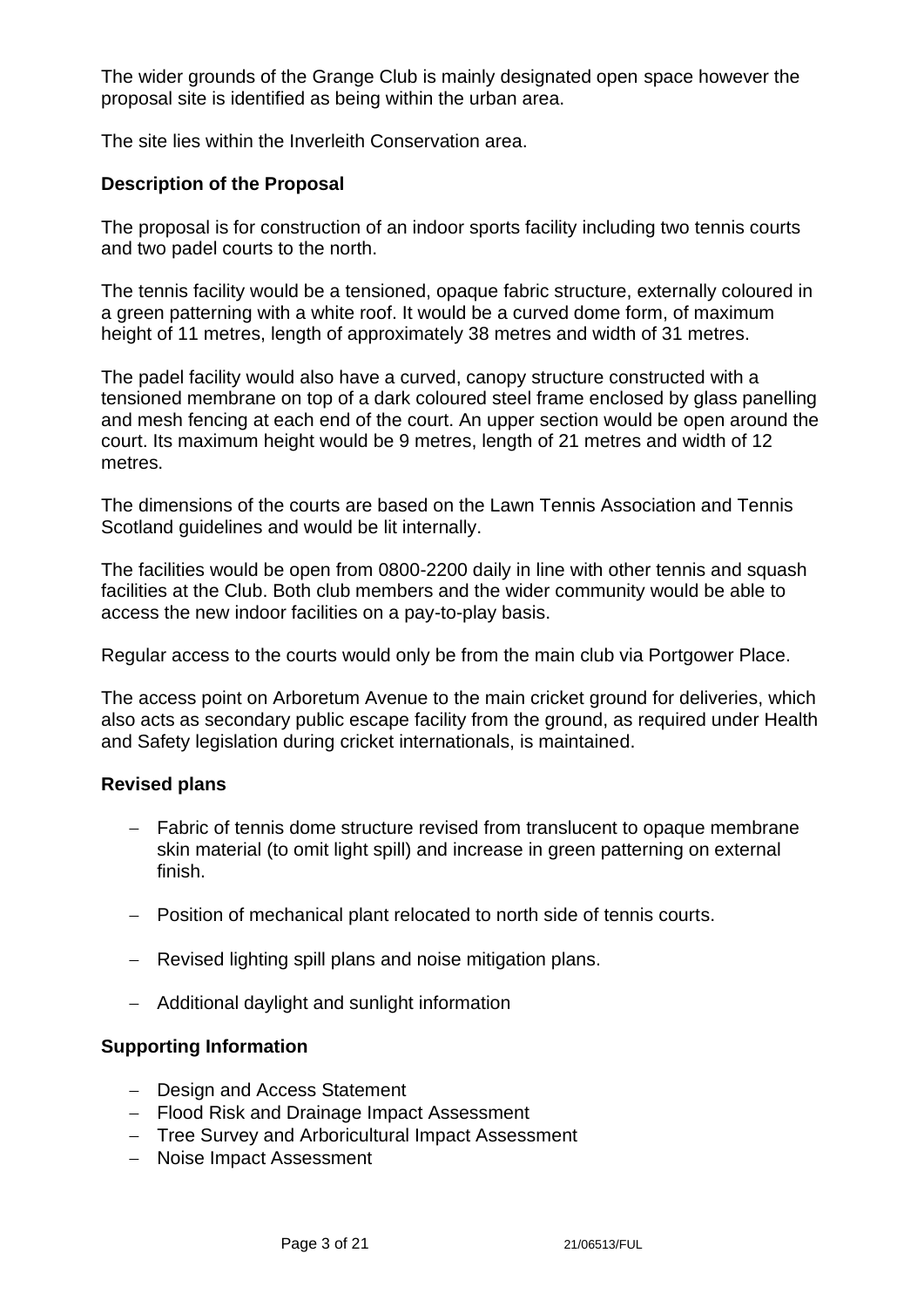The wider grounds of the Grange Club is mainly designated open space however the proposal site is identified as being within the urban area.

The site lies within the Inverleith Conservation area.

## Description of the Proposal

The proposal is for construction of an indoor sports facility including two tennis courts and two padel courts to the north.

The tennis facility would be a tensioned, opaque fabric structure, externally coloured in a green patterning with a white roof. It would be a curved dome form, of maximum height of 11 metres, length of approximately 38 metres and width of 31 metres.

The padel facility would also have a curved, canopy structure constructed with a tensioned membrane on top of a dark coloured steel frame enclosed by glass panelling and mesh fencing at each end of the court. An upper section would be open around the court. Its maximum height would be 9 metres, length of 21 metres and width of 12 metres.

The dimensions of the courts are based on the Lawn Tennis Association and Tennis Scotland guidelines and would be lit internally.

The facilities would be open from 0800-2200 daily in line with other tennis and squash facilities at the Club. Both club members and the wider community would be able to access the new indoor facilities on a pay-to-play basis.

Regular access to the courts would only be from the main club via Portgower Place.

The access point on Arboretum Avenue to the main cricket ground for deliveries, which also acts as secondary public escape facility from the ground, as required under Health and Safety legislation during cricket internationals, is maintained.

## Revised plans

- Fabric of tennis dome structure revised from translucent to opaque membrane skin material (to omit light spill) and increase in green patterning on external finish.
- Position of mechanical plant relocated to north side of tennis courts.
- Revised lighting spill plans and noise mitigation plans.
- Additional daylight and sunlight information

## Supporting Information

- Design and Access Statement
- Flood Risk and Drainage Impact Assessment
- Tree Survey and Arboricultural Impact Assessment
- Noise Impact Assessment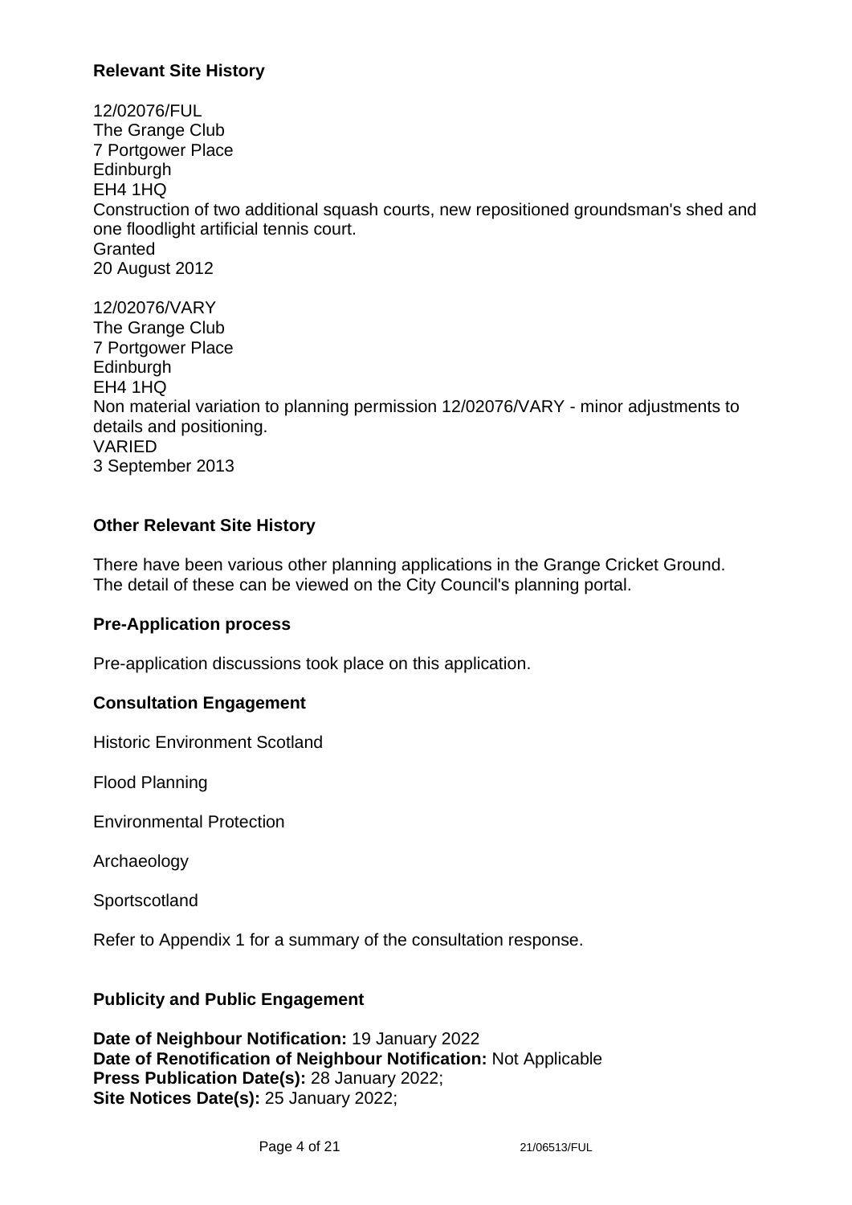## Relevant Site History

12/02076/FUL
The Grange Club
7 Portgower Place
Edinburgh
EH4 1HQ
Construction of two additional squash courts, new repositioned groundsman's shed and one floodlight artificial tennis court.
Granted
20 August 2012

12/02076/VARY
The Grange Club
7 Portgower Place
Edinburgh
EH4 1HQ
Non material variation to planning permission 12/02076/VARY - minor adjustments to details and positioning.
VARIED
3 September 2013

## Other Relevant Site History

There have been various other planning applications in the Grange Cricket Ground. The detail of these can be viewed on the City Council's planning portal.

## Pre-Application process

Pre-application discussions took place on this application.

## Consultation Engagement

Historic Environment Scotland

Flood Planning

Environmental Protection

Archaeology

Sportscotland

Refer to Appendix 1 for a summary of the consultation response.

## Publicity and Public Engagement

**Date of Neighbour Notification:** 19 January 2022
**Date of Renotification of Neighbour Notification:** Not Applicable
**Press Publication Date(s):** 28 January 2022;
**Site Notices Date(s):** 25 January 2022;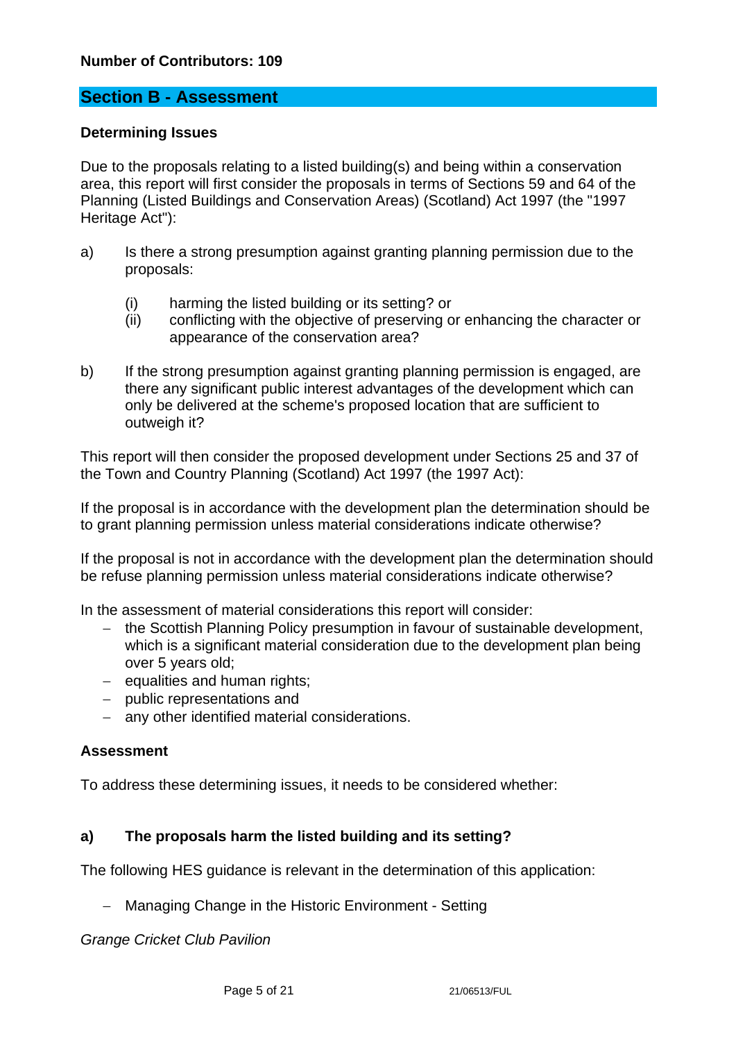**Number of Contributors: 109**

## Section B - Assessment

**Determining Issues**

Due to the proposals relating to a listed building(s) and being within a conservation area, this report will first consider the proposals in terms of Sections 59 and 64 of the Planning (Listed Buildings and Conservation Areas) (Scotland) Act 1997 (the "1997 Heritage Act"):

a) Is there a strong presumption against granting planning permission due to the proposals:

   (i) harming the listed building or its setting? or
   (ii) conflicting with the objective of preserving or enhancing the character or appearance of the conservation area?

b) If the strong presumption against granting planning permission is engaged, are there any significant public interest advantages of the development which can only be delivered at the scheme's proposed location that are sufficient to outweigh it?

This report will then consider the proposed development under Sections 25 and 37 of the Town and Country Planning (Scotland) Act 1997 (the 1997 Act):

If the proposal is in accordance with the development plan the determination should be to grant planning permission unless material considerations indicate otherwise?

If the proposal is not in accordance with the development plan the determination should be refuse planning permission unless material considerations indicate otherwise?

In the assessment of material considerations this report will consider:

- the Scottish Planning Policy presumption in favour of sustainable development, which is a significant material consideration due to the development plan being over 5 years old;
- equalities and human rights;
- public representations and
- any other identified material considerations.

**Assessment**

To address these determining issues, it needs to be considered whether:

**a) The proposals harm the listed building and its setting?**

The following HES guidance is relevant in the determination of this application:

- Managing Change in the Historic Environment - Setting

*Grange Cricket Club Pavilion*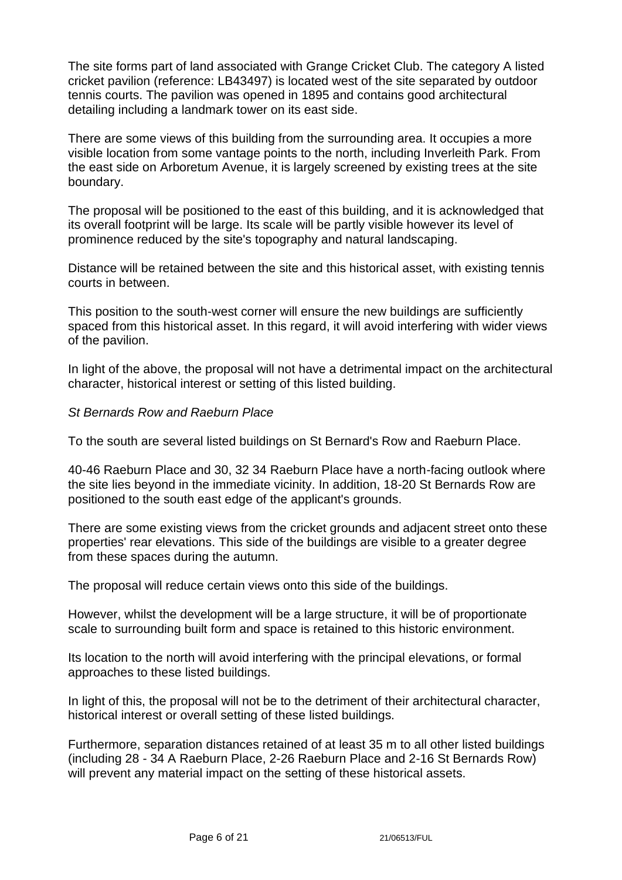The site forms part of land associated with Grange Cricket Club. The category A listed cricket pavilion (reference: LB43497) is located west of the site separated by outdoor tennis courts. The pavilion was opened in 1895 and contains good architectural detailing including a landmark tower on its east side.

There are some views of this building from the surrounding area. It occupies a more visible location from some vantage points to the north, including Inverleith Park. From the east side on Arboretum Avenue, it is largely screened by existing trees at the site boundary.

The proposal will be positioned to the east of this building, and it is acknowledged that its overall footprint will be large. Its scale will be partly visible however its level of prominence reduced by the site's topography and natural landscaping.

Distance will be retained between the site and this historical asset, with existing tennis courts in between.

This position to the south-west corner will ensure the new buildings are sufficiently spaced from this historical asset. In this regard, it will avoid interfering with wider views of the pavilion.

In light of the above, the proposal will not have a detrimental impact on the architectural character, historical interest or setting of this listed building.

*St Bernards Row and Raeburn Place*

To the south are several listed buildings on St Bernard's Row and Raeburn Place.

40-46 Raeburn Place and 30, 32 34 Raeburn Place have a north-facing outlook where the site lies beyond in the immediate vicinity. In addition, 18-20 St Bernards Row are positioned to the south east edge of the applicant's grounds.

There are some existing views from the cricket grounds and adjacent street onto these properties' rear elevations. This side of the buildings are visible to a greater degree from these spaces during the autumn.

The proposal will reduce certain views onto this side of the buildings.

However, whilst the development will be a large structure, it will be of proportionate scale to surrounding built form and space is retained to this historic environment.

Its location to the north will avoid interfering with the principal elevations, or formal approaches to these listed buildings.

In light of this, the proposal will not be to the detriment of their architectural character, historical interest or overall setting of these listed buildings.

Furthermore, separation distances retained of at least 35 m to all other listed buildings (including 28 - 34 A Raeburn Place, 2-26 Raeburn Place and 2-16 St Bernards Row) will prevent any material impact on the setting of these historical assets.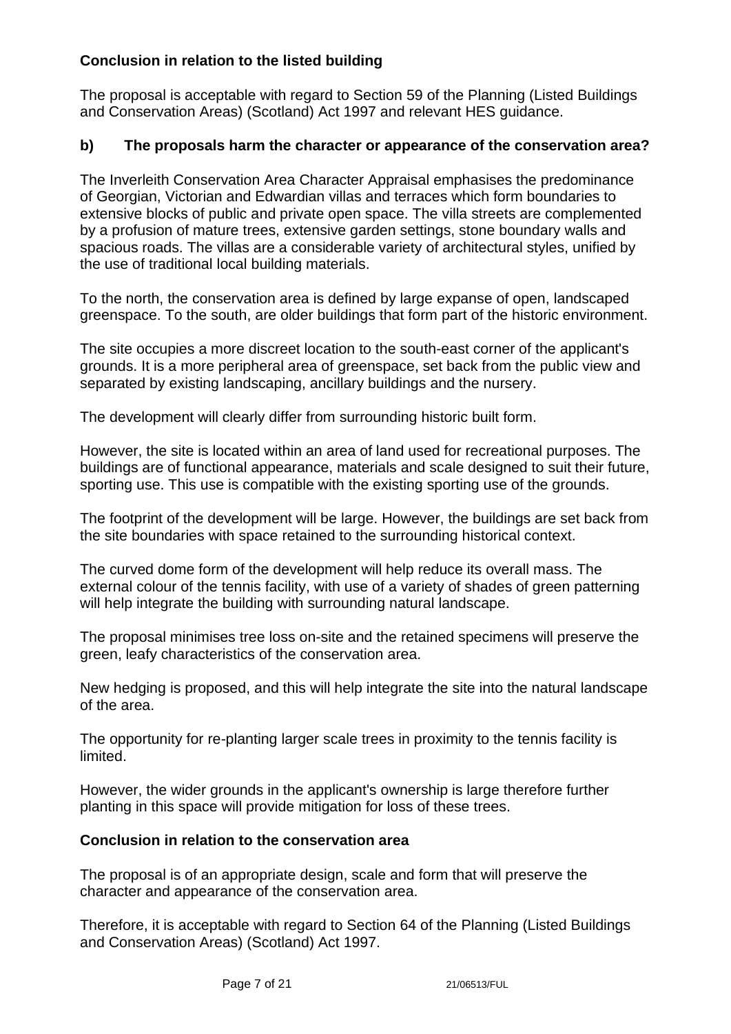**Conclusion in relation to the listed building**

The proposal is acceptable with regard to Section 59 of the Planning (Listed Buildings and Conservation Areas) (Scotland) Act 1997 and relevant HES guidance.

**b) The proposals harm the character or appearance of the conservation area?**

The Inverleith Conservation Area Character Appraisal emphasises the predominance of Georgian, Victorian and Edwardian villas and terraces which form boundaries to extensive blocks of public and private open space. The villa streets are complemented by a profusion of mature trees, extensive garden settings, stone boundary walls and spacious roads. The villas are a considerable variety of architectural styles, unified by the use of traditional local building materials.

To the north, the conservation area is defined by large expanse of open, landscaped greenspace. To the south, are older buildings that form part of the historic environment.

The site occupies a more discreet location to the south-east corner of the applicant's grounds. It is a more peripheral area of greenspace, set back from the public view and separated by existing landscaping, ancillary buildings and the nursery.

The development will clearly differ from surrounding historic built form.

However, the site is located within an area of land used for recreational purposes. The buildings are of functional appearance, materials and scale designed to suit their future, sporting use. This use is compatible with the existing sporting use of the grounds.

The footprint of the development will be large. However, the buildings are set back from the site boundaries with space retained to the surrounding historical context.

The curved dome form of the development will help reduce its overall mass. The external colour of the tennis facility, with use of a variety of shades of green patterning will help integrate the building with surrounding natural landscape.

The proposal minimises tree loss on-site and the retained specimens will preserve the green, leafy characteristics of the conservation area.

New hedging is proposed, and this will help integrate the site into the natural landscape of the area.

The opportunity for re-planting larger scale trees in proximity to the tennis facility is limited.

However, the wider grounds in the applicant's ownership is large therefore further planting in this space will provide mitigation for loss of these trees.

**Conclusion in relation to the conservation area**

The proposal is of an appropriate design, scale and form that will preserve the character and appearance of the conservation area.

Therefore, it is acceptable with regard to Section 64 of the Planning (Listed Buildings and Conservation Areas) (Scotland) Act 1997.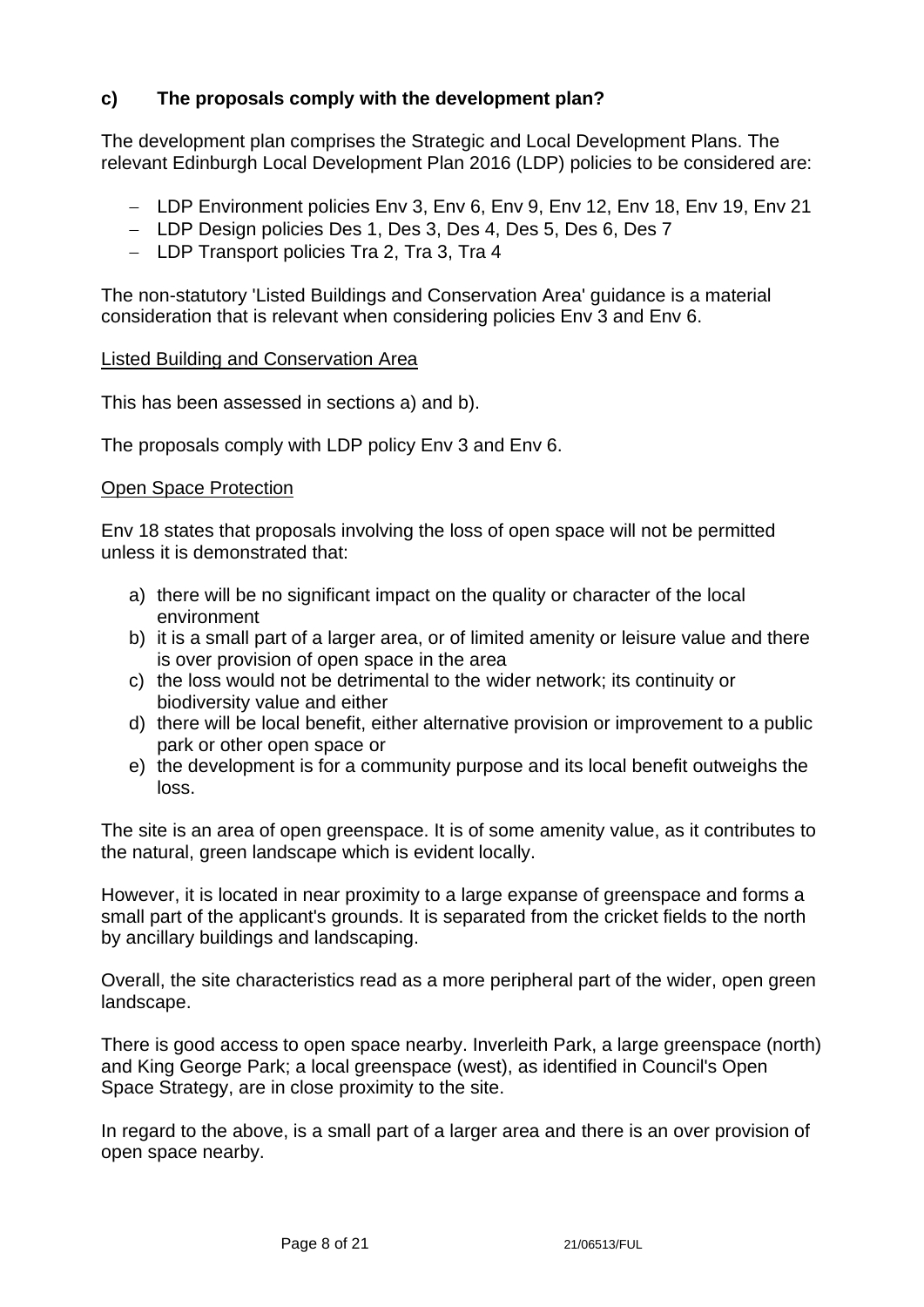### c) The proposals comply with the development plan?

The development plan comprises the Strategic and Local Development Plans. The relevant Edinburgh Local Development Plan 2016 (LDP) policies to be considered are:

- LDP Environment policies Env 3, Env 6, Env 9, Env 12, Env 18, Env 19, Env 21
- LDP Design policies Des 1, Des 3, Des 4, Des 5, Des 6, Des 7
- LDP Transport policies Tra 2, Tra 3, Tra 4

The non-statutory 'Listed Buildings and Conservation Area' guidance is a material consideration that is relevant when considering policies Env 3 and Env 6.

Listed Building and Conservation Area

This has been assessed in sections a) and b).

The proposals comply with LDP policy Env 3 and Env 6.

Open Space Protection

Env 18 states that proposals involving the loss of open space will not be permitted unless it is demonstrated that:

a) there will be no significant impact on the quality or character of the local environment
b) it is a small part of a larger area, or of limited amenity or leisure value and there is over provision of open space in the area
c) the loss would not be detrimental to the wider network; its continuity or biodiversity value and either
d) there will be local benefit, either alternative provision or improvement to a public park or other open space or
e) the development is for a community purpose and its local benefit outweighs the loss.

The site is an area of open greenspace. It is of some amenity value, as it contributes to the natural, green landscape which is evident locally.

However, it is located in near proximity to a large expanse of greenspace and forms a small part of the applicant's grounds. It is separated from the cricket fields to the north by ancillary buildings and landscaping.

Overall, the site characteristics read as a more peripheral part of the wider, open green landscape.

There is good access to open space nearby. Inverleith Park, a large greenspace (north) and King George Park; a local greenspace (west), as identified in Council's Open Space Strategy, are in close proximity to the site.

In regard to the above, is a small part of a larger area and there is an over provision of open space nearby.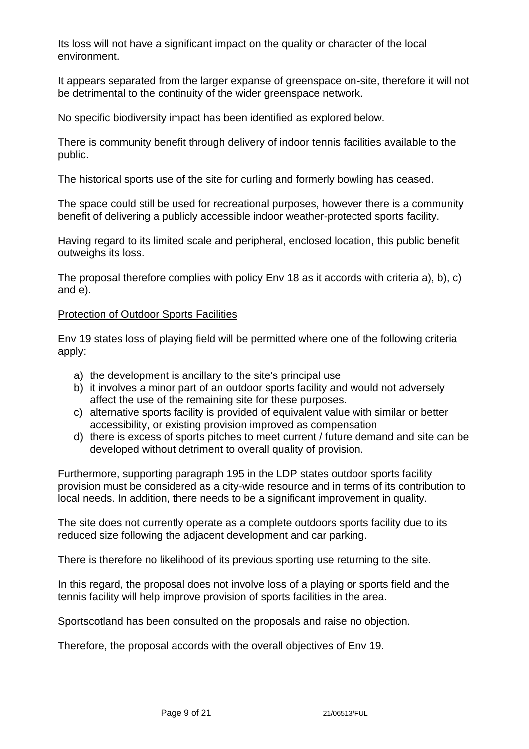Its loss will not have a significant impact on the quality or character of the local environment.

It appears separated from the larger expanse of greenspace on-site, therefore it will not be detrimental to the continuity of the wider greenspace network.

No specific biodiversity impact has been identified as explored below.

There is community benefit through delivery of indoor tennis facilities available to the public.

The historical sports use of the site for curling and formerly bowling has ceased.

The space could still be used for recreational purposes, however there is a community benefit of delivering a publicly accessible indoor weather-protected sports facility.

Having regard to its limited scale and peripheral, enclosed location, this public benefit outweighs its loss.

The proposal therefore complies with policy Env 18 as it accords with criteria a), b), c) and e).

Protection of Outdoor Sports Facilities

Env 19 states loss of playing field will be permitted where one of the following criteria apply:

a) the development is ancillary to the site's principal use
b) it involves a minor part of an outdoor sports facility and would not adversely affect the use of the remaining site for these purposes.
c) alternative sports facility is provided of equivalent value with similar or better accessibility, or existing provision improved as compensation
d) there is excess of sports pitches to meet current / future demand and site can be developed without detriment to overall quality of provision.

Furthermore, supporting paragraph 195 in the LDP states outdoor sports facility provision must be considered as a city-wide resource and in terms of its contribution to local needs. In addition, there needs to be a significant improvement in quality.

The site does not currently operate as a complete outdoors sports facility due to its reduced size following the adjacent development and car parking.

There is therefore no likelihood of its previous sporting use returning to the site.

In this regard, the proposal does not involve loss of a playing or sports field and the tennis facility will help improve provision of sports facilities in the area.

Sportscotland has been consulted on the proposals and raise no objection.

Therefore, the proposal accords with the overall objectives of Env 19.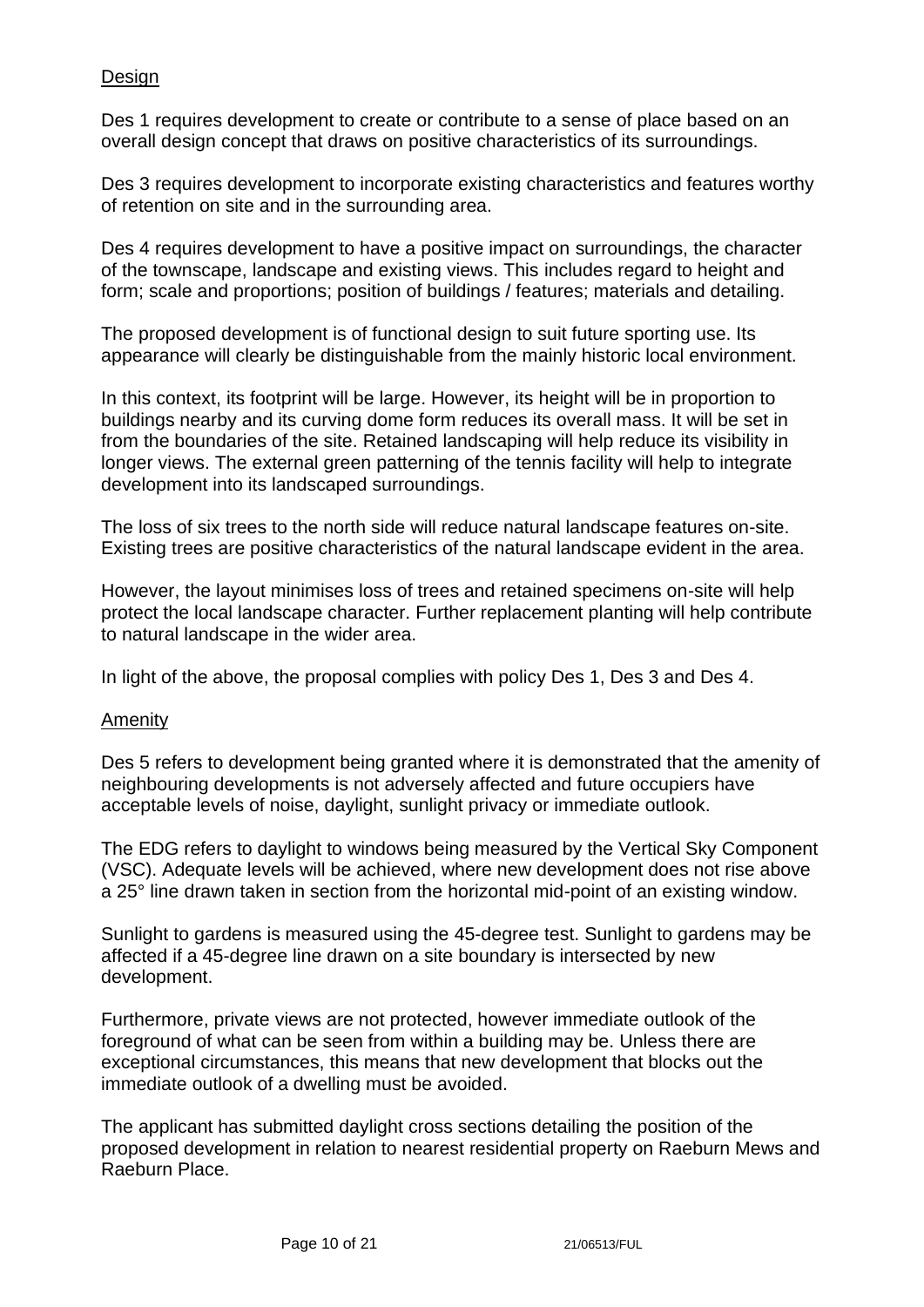<u>Design</u>

Des 1 requires development to create or contribute to a sense of place based on an overall design concept that draws on positive characteristics of its surroundings.

Des 3 requires development to incorporate existing characteristics and features worthy of retention on site and in the surrounding area.

Des 4 requires development to have a positive impact on surroundings, the character of the townscape, landscape and existing views. This includes regard to height and form; scale and proportions; position of buildings / features; materials and detailing.

The proposed development is of functional design to suit future sporting use. Its appearance will clearly be distinguishable from the mainly historic local environment.

In this context, its footprint will be large. However, its height will be in proportion to buildings nearby and its curving dome form reduces its overall mass. It will be set in from the boundaries of the site. Retained landscaping will help reduce its visibility in longer views. The external green patterning of the tennis facility will help to integrate development into its landscaped surroundings.

The loss of six trees to the north side will reduce natural landscape features on-site. Existing trees are positive characteristics of the natural landscape evident in the area.

However, the layout minimises loss of trees and retained specimens on-site will help protect the local landscape character. Further replacement planting will help contribute to natural landscape in the wider area.

In light of the above, the proposal complies with policy Des 1, Des 3 and Des 4.

<u>Amenity</u>

Des 5 refers to development being granted where it is demonstrated that the amenity of neighbouring developments is not adversely affected and future occupiers have acceptable levels of noise, daylight, sunlight privacy or immediate outlook.

The EDG refers to daylight to windows being measured by the Vertical Sky Component (VSC). Adequate levels will be achieved, where new development does not rise above a 25° line drawn taken in section from the horizontal mid-point of an existing window.

Sunlight to gardens is measured using the 45-degree test. Sunlight to gardens may be affected if a 45-degree line drawn on a site boundary is intersected by new development.

Furthermore, private views are not protected, however immediate outlook of the foreground of what can be seen from within a building may be. Unless there are exceptional circumstances, this means that new development that blocks out the immediate outlook of a dwelling must be avoided.

The applicant has submitted daylight cross sections detailing the position of the proposed development in relation to nearest residential property on Raeburn Mews and Raeburn Place.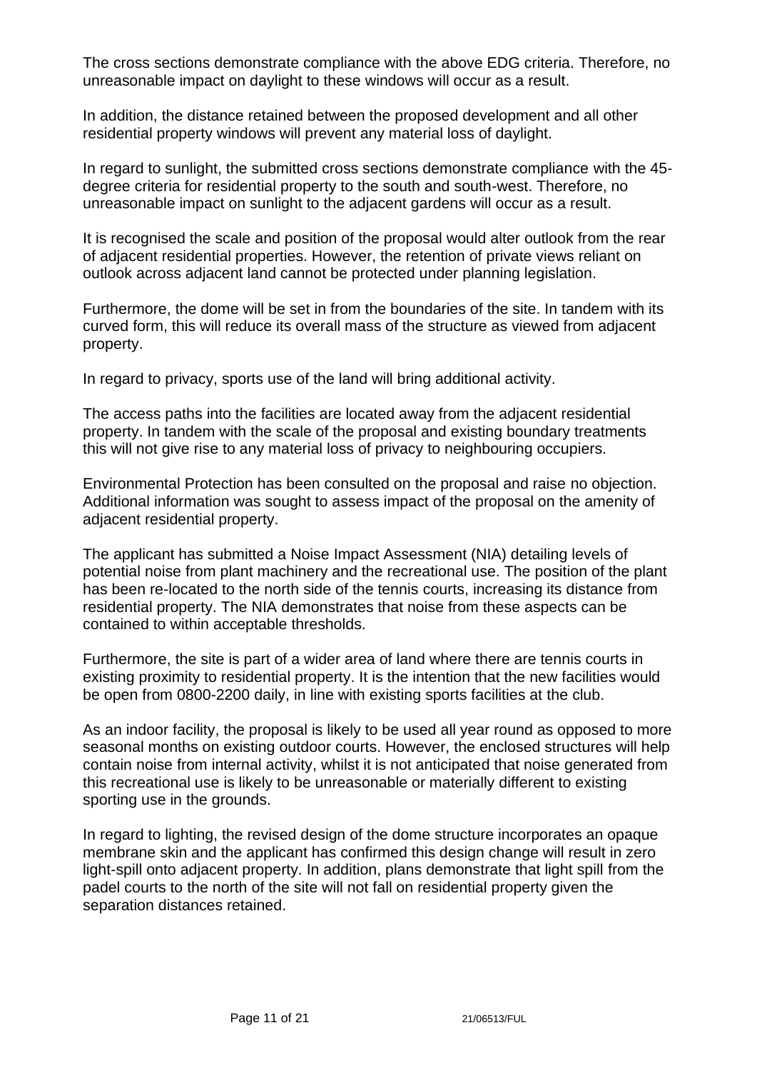The cross sections demonstrate compliance with the above EDG criteria. Therefore, no unreasonable impact on daylight to these windows will occur as a result.

In addition, the distance retained between the proposed development and all other residential property windows will prevent any material loss of daylight.

In regard to sunlight, the submitted cross sections demonstrate compliance with the 45-degree criteria for residential property to the south and south-west. Therefore, no unreasonable impact on sunlight to the adjacent gardens will occur as a result.

It is recognised the scale and position of the proposal would alter outlook from the rear of adjacent residential properties. However, the retention of private views reliant on outlook across adjacent land cannot be protected under planning legislation.

Furthermore, the dome will be set in from the boundaries of the site. In tandem with its curved form, this will reduce its overall mass of the structure as viewed from adjacent property.

In regard to privacy, sports use of the land will bring additional activity.

The access paths into the facilities are located away from the adjacent residential property. In tandem with the scale of the proposal and existing boundary treatments this will not give rise to any material loss of privacy to neighbouring occupiers.

Environmental Protection has been consulted on the proposal and raise no objection. Additional information was sought to assess impact of the proposal on the amenity of adjacent residential property.

The applicant has submitted a Noise Impact Assessment (NIA) detailing levels of potential noise from plant machinery and the recreational use. The position of the plant has been re-located to the north side of the tennis courts, increasing its distance from residential property. The NIA demonstrates that noise from these aspects can be contained to within acceptable thresholds.

Furthermore, the site is part of a wider area of land where there are tennis courts in existing proximity to residential property. It is the intention that the new facilities would be open from 0800-2200 daily, in line with existing sports facilities at the club.

As an indoor facility, the proposal is likely to be used all year round as opposed to more seasonal months on existing outdoor courts. However, the enclosed structures will help contain noise from internal activity, whilst it is not anticipated that noise generated from this recreational use is likely to be unreasonable or materially different to existing sporting use in the grounds.

In regard to lighting, the revised design of the dome structure incorporates an opaque membrane skin and the applicant has confirmed this design change will result in zero light-spill onto adjacent property. In addition, plans demonstrate that light spill from the padel courts to the north of the site will not fall on residential property given the separation distances retained.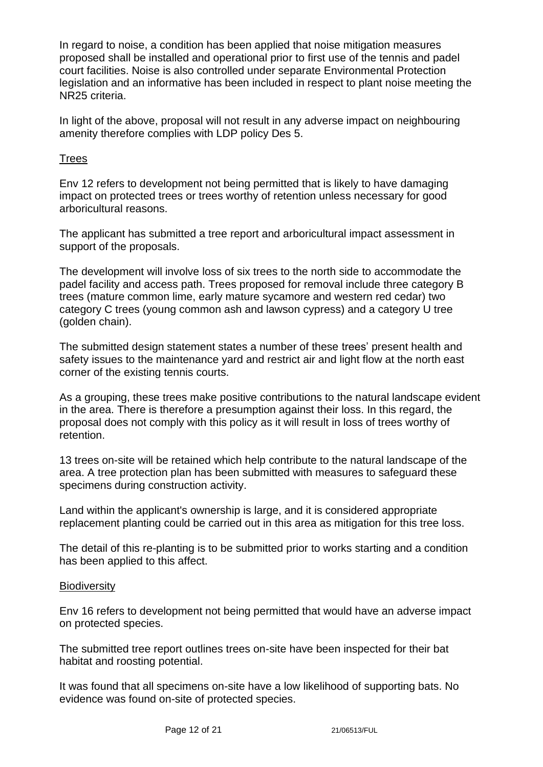In regard to noise, a condition has been applied that noise mitigation measures proposed shall be installed and operational prior to first use of the tennis and padel court facilities. Noise is also controlled under separate Environmental Protection legislation and an informative has been included in respect to plant noise meeting the NR25 criteria.

In light of the above, proposal will not result in any adverse impact on neighbouring amenity therefore complies with LDP policy Des 5.

Trees

Env 12 refers to development not being permitted that is likely to have damaging impact on protected trees or trees worthy of retention unless necessary for good arboricultural reasons.

The applicant has submitted a tree report and arboricultural impact assessment in support of the proposals.

The development will involve loss of six trees to the north side to accommodate the padel facility and access path. Trees proposed for removal include three category B trees (mature common lime, early mature sycamore and western red cedar) two category C trees (young common ash and lawson cypress) and a category U tree (golden chain).

The submitted design statement states a number of these trees' present health and safety issues to the maintenance yard and restrict air and light flow at the north east corner of the existing tennis courts.

As a grouping, these trees make positive contributions to the natural landscape evident in the area. There is therefore a presumption against their loss. In this regard, the proposal does not comply with this policy as it will result in loss of trees worthy of retention.

13 trees on-site will be retained which help contribute to the natural landscape of the area. A tree protection plan has been submitted with measures to safeguard these specimens during construction activity.

Land within the applicant's ownership is large, and it is considered appropriate replacement planting could be carried out in this area as mitigation for this tree loss.

The detail of this re-planting is to be submitted prior to works starting and a condition has been applied to this affect.

Biodiversity

Env 16 refers to development not being permitted that would have an adverse impact on protected species.

The submitted tree report outlines trees on-site have been inspected for their bat habitat and roosting potential.

It was found that all specimens on-site have a low likelihood of supporting bats. No evidence was found on-site of protected species.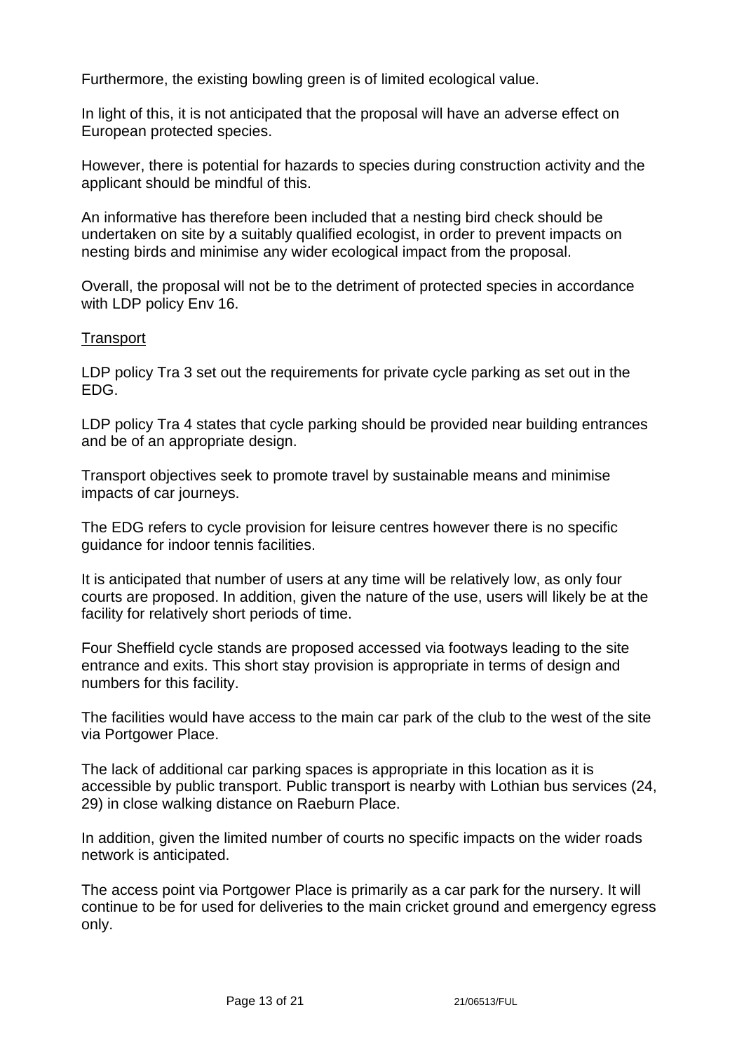Furthermore, the existing bowling green is of limited ecological value.

In light of this, it is not anticipated that the proposal will have an adverse effect on European protected species.

However, there is potential for hazards to species during construction activity and the applicant should be mindful of this.

An informative has therefore been included that a nesting bird check should be undertaken on site by a suitably qualified ecologist, in order to prevent impacts on nesting birds and minimise any wider ecological impact from the proposal.

Overall, the proposal will not be to the detriment of protected species in accordance with LDP policy Env 16.

<u>Transport</u>

LDP policy Tra 3 set out the requirements for private cycle parking as set out in the EDG.

LDP policy Tra 4 states that cycle parking should be provided near building entrances and be of an appropriate design.

Transport objectives seek to promote travel by sustainable means and minimise impacts of car journeys.

The EDG refers to cycle provision for leisure centres however there is no specific guidance for indoor tennis facilities.

It is anticipated that number of users at any time will be relatively low, as only four courts are proposed. In addition, given the nature of the use, users will likely be at the facility for relatively short periods of time.

Four Sheffield cycle stands are proposed accessed via footways leading to the site entrance and exits. This short stay provision is appropriate in terms of design and numbers for this facility.

The facilities would have access to the main car park of the club to the west of the site via Portgower Place.

The lack of additional car parking spaces is appropriate in this location as it is accessible by public transport. Public transport is nearby with Lothian bus services (24, 29) in close walking distance on Raeburn Place.

In addition, given the limited number of courts no specific impacts on the wider roads network is anticipated.

The access point via Portgower Place is primarily as a car park for the nursery. It will continue to be for used for deliveries to the main cricket ground and emergency egress only.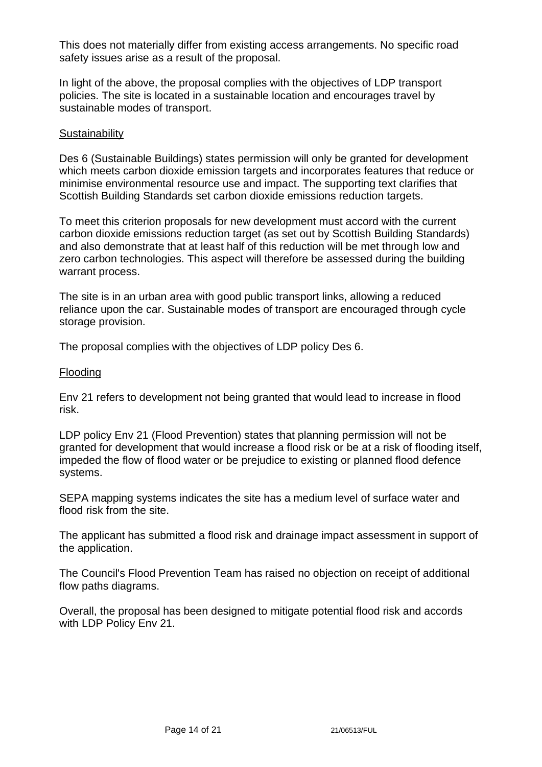This does not materially differ from existing access arrangements. No specific road safety issues arise as a result of the proposal.

In light of the above, the proposal complies with the objectives of LDP transport policies. The site is located in a sustainable location and encourages travel by sustainable modes of transport.

<u>Sustainability</u>

Des 6 (Sustainable Buildings) states permission will only be granted for development which meets carbon dioxide emission targets and incorporates features that reduce or minimise environmental resource use and impact. The supporting text clarifies that Scottish Building Standards set carbon dioxide emissions reduction targets.

To meet this criterion proposals for new development must accord with the current carbon dioxide emissions reduction target (as set out by Scottish Building Standards) and also demonstrate that at least half of this reduction will be met through low and zero carbon technologies. This aspect will therefore be assessed during the building warrant process.

The site is in an urban area with good public transport links, allowing a reduced reliance upon the car. Sustainable modes of transport are encouraged through cycle storage provision.

The proposal complies with the objectives of LDP policy Des 6.

<u>Flooding</u>

Env 21 refers to development not being granted that would lead to increase in flood risk.

LDP policy Env 21 (Flood Prevention) states that planning permission will not be granted for development that would increase a flood risk or be at a risk of flooding itself, impeded the flow of flood water or be prejudice to existing or planned flood defence systems.

SEPA mapping systems indicates the site has a medium level of surface water and flood risk from the site.

The applicant has submitted a flood risk and drainage impact assessment in support of the application.

The Council's Flood Prevention Team has raised no objection on receipt of additional flow paths diagrams.

Overall, the proposal has been designed to mitigate potential flood risk and accords with LDP Policy Env 21.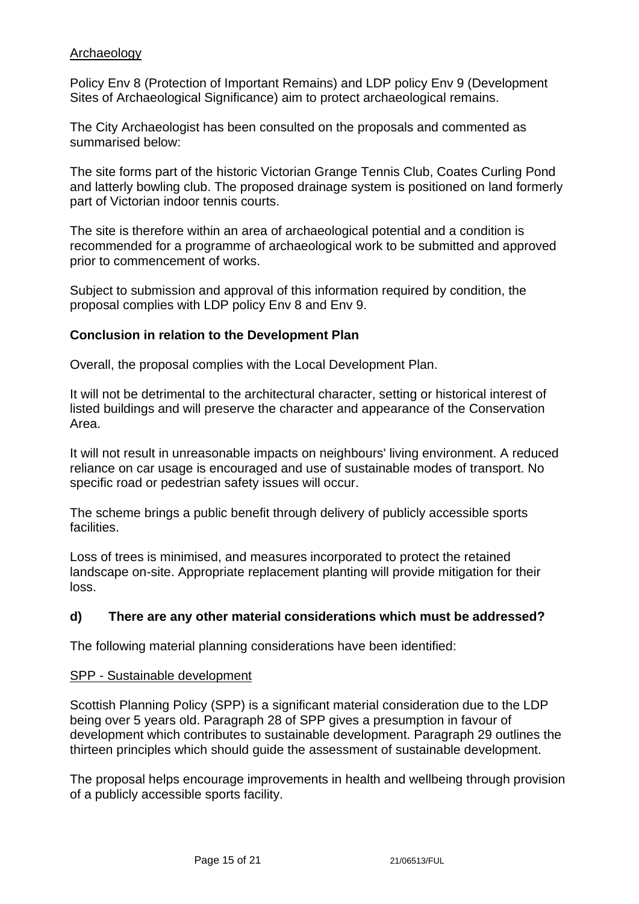<u>Archaeology</u>

Policy Env 8 (Protection of Important Remains) and LDP policy Env 9 (Development Sites of Archaeological Significance) aim to protect archaeological remains.

The City Archaeologist has been consulted on the proposals and commented as summarised below:

The site forms part of the historic Victorian Grange Tennis Club, Coates Curling Pond and latterly bowling club. The proposed drainage system is positioned on land formerly part of Victorian indoor tennis courts.

The site is therefore within an area of archaeological potential and a condition is recommended for a programme of archaeological work to be submitted and approved prior to commencement of works.

Subject to submission and approval of this information required by condition, the proposal complies with LDP policy Env 8 and Env 9.

**Conclusion in relation to the Development Plan**

Overall, the proposal complies with the Local Development Plan.

It will not be detrimental to the architectural character, setting or historical interest of listed buildings and will preserve the character and appearance of the Conservation Area.

It will not result in unreasonable impacts on neighbours' living environment. A reduced reliance on car usage is encouraged and use of sustainable modes of transport. No specific road or pedestrian safety issues will occur.

The scheme brings a public benefit through delivery of publicly accessible sports facilities.

Loss of trees is minimised, and measures incorporated to protect the retained landscape on-site. Appropriate replacement planting will provide mitigation for their loss.

**d) There are any other material considerations which must be addressed?**

The following material planning considerations have been identified:

<u>SPP - Sustainable development</u>

Scottish Planning Policy (SPP) is a significant material consideration due to the LDP being over 5 years old. Paragraph 28 of SPP gives a presumption in favour of development which contributes to sustainable development. Paragraph 29 outlines the thirteen principles which should guide the assessment of sustainable development.

The proposal helps encourage improvements in health and wellbeing through provision of a publicly accessible sports facility.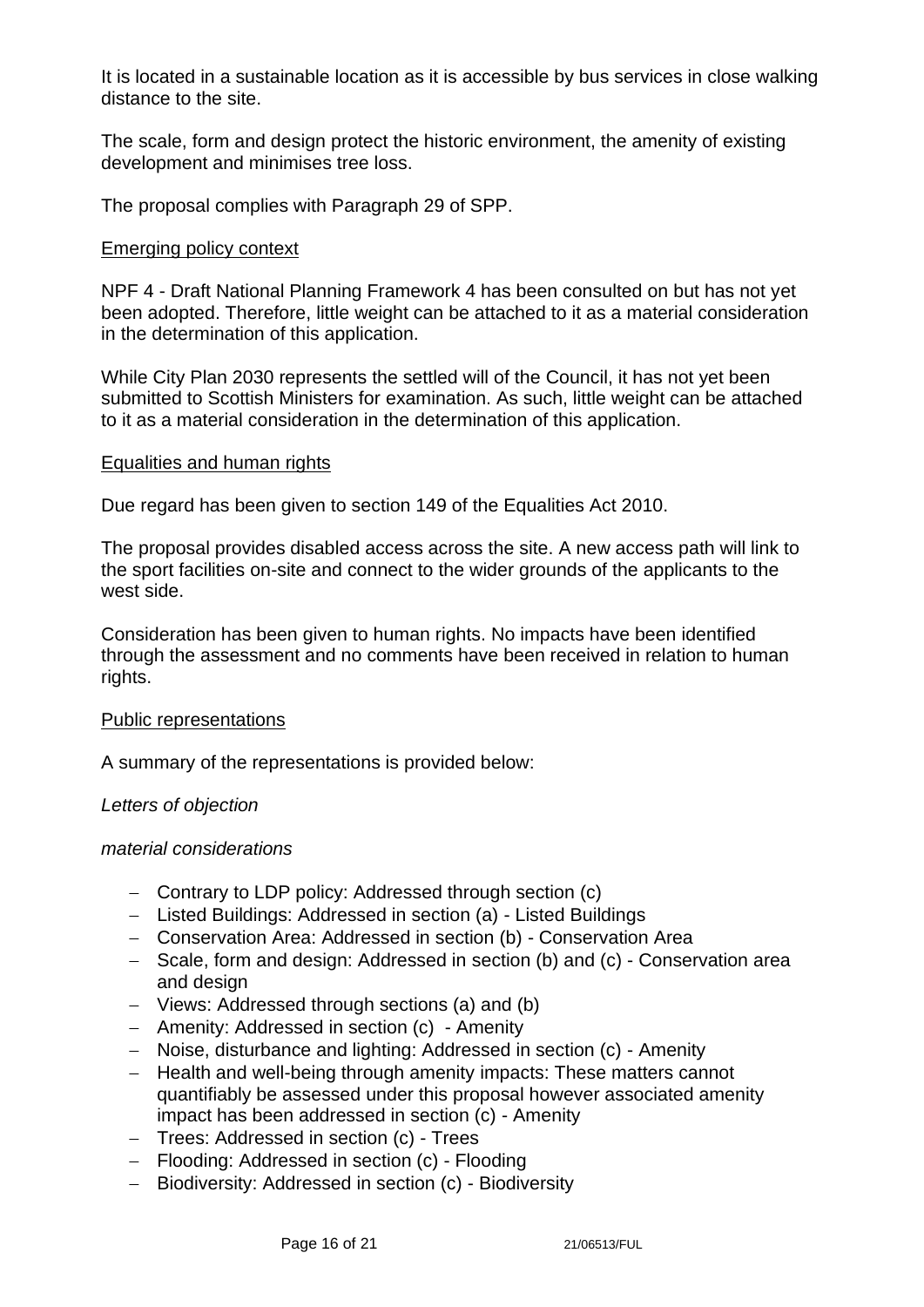It is located in a sustainable location as it is accessible by bus services in close walking distance to the site.

The scale, form and design protect the historic environment, the amenity of existing development and minimises tree loss.

The proposal complies with Paragraph 29 of SPP.

Emerging policy context

NPF 4 - Draft National Planning Framework 4 has been consulted on but has not yet been adopted. Therefore, little weight can be attached to it as a material consideration in the determination of this application.

While City Plan 2030 represents the settled will of the Council, it has not yet been submitted to Scottish Ministers for examination. As such, little weight can be attached to it as a material consideration in the determination of this application.

Equalities and human rights

Due regard has been given to section 149 of the Equalities Act 2010.

The proposal provides disabled access across the site. A new access path will link to the sport facilities on-site and connect to the wider grounds of the applicants to the west side.

Consideration has been given to human rights. No impacts have been identified through the assessment and no comments have been received in relation to human rights.

Public representations

A summary of the representations is provided below:

*Letters of objection*

*material considerations*

- Contrary to LDP policy: Addressed through section (c)
- Listed Buildings: Addressed in section (a) - Listed Buildings
- Conservation Area: Addressed in section (b) - Conservation Area
- Scale, form and design: Addressed in section (b) and (c) - Conservation area and design
- Views: Addressed through sections (a) and (b)
- Amenity: Addressed in section (c) - Amenity
- Noise, disturbance and lighting: Addressed in section (c) - Amenity
- Health and well-being through amenity impacts: These matters cannot quantifiably be assessed under this proposal however associated amenity impact has been addressed in section (c) - Amenity
- Trees: Addressed in section (c) - Trees
- Flooding: Addressed in section (c) - Flooding
- Biodiversity: Addressed in section (c) - Biodiversity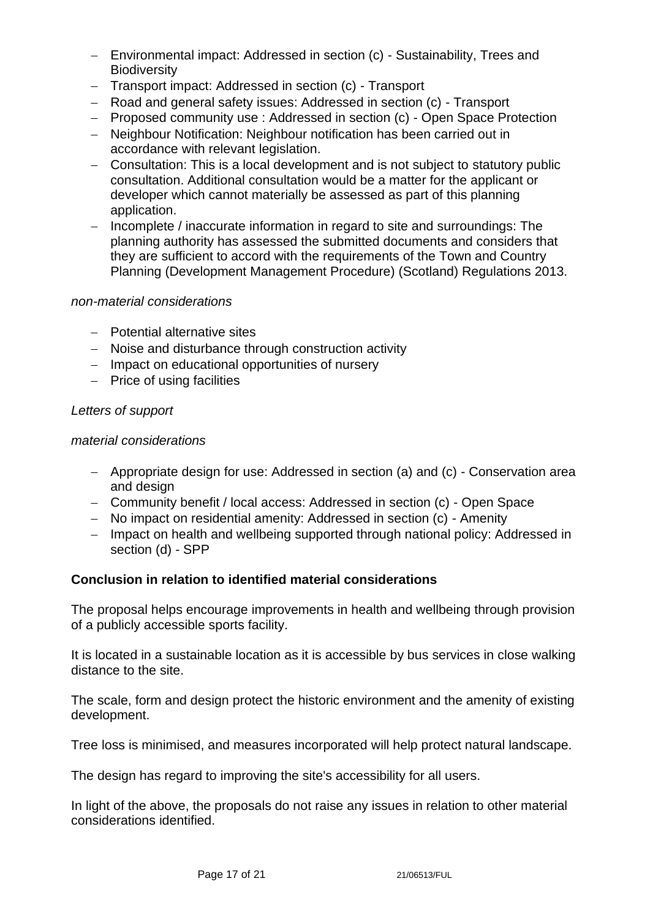- Environmental impact: Addressed in section (c) - Sustainability, Trees and Biodiversity
- Transport impact: Addressed in section (c) - Transport
- Road and general safety issues: Addressed in section (c) - Transport
- Proposed community use : Addressed in section (c) - Open Space Protection
- Neighbour Notification: Neighbour notification has been carried out in accordance with relevant legislation.
- Consultation: This is a local development and is not subject to statutory public consultation. Additional consultation would be a matter for the applicant or developer which cannot materially be assessed as part of this planning application.
- Incomplete / inaccurate information in regard to site and surroundings: The planning authority has assessed the submitted documents and considers that they are sufficient to accord with the requirements of the Town and Country Planning (Development Management Procedure) (Scotland) Regulations 2013.

*non-material considerations*

- Potential alternative sites
- Noise and disturbance through construction activity
- Impact on educational opportunities of nursery
- Price of using facilities

*Letters of support*

*material considerations*

- Appropriate design for use: Addressed in section (a) and (c) - Conservation area and design
- Community benefit / local access: Addressed in section (c) - Open Space
- No impact on residential amenity: Addressed in section (c) - Amenity
- Impact on health and wellbeing supported through national policy: Addressed in section (d) - SPP

**Conclusion in relation to identified material considerations**

The proposal helps encourage improvements in health and wellbeing through provision of a publicly accessible sports facility.

It is located in a sustainable location as it is accessible by bus services in close walking distance to the site.

The scale, form and design protect the historic environment and the amenity of existing development.

Tree loss is minimised, and measures incorporated will help protect natural landscape.

The design has regard to improving the site's accessibility for all users.

In light of the above, the proposals do not raise any issues in relation to other material considerations identified.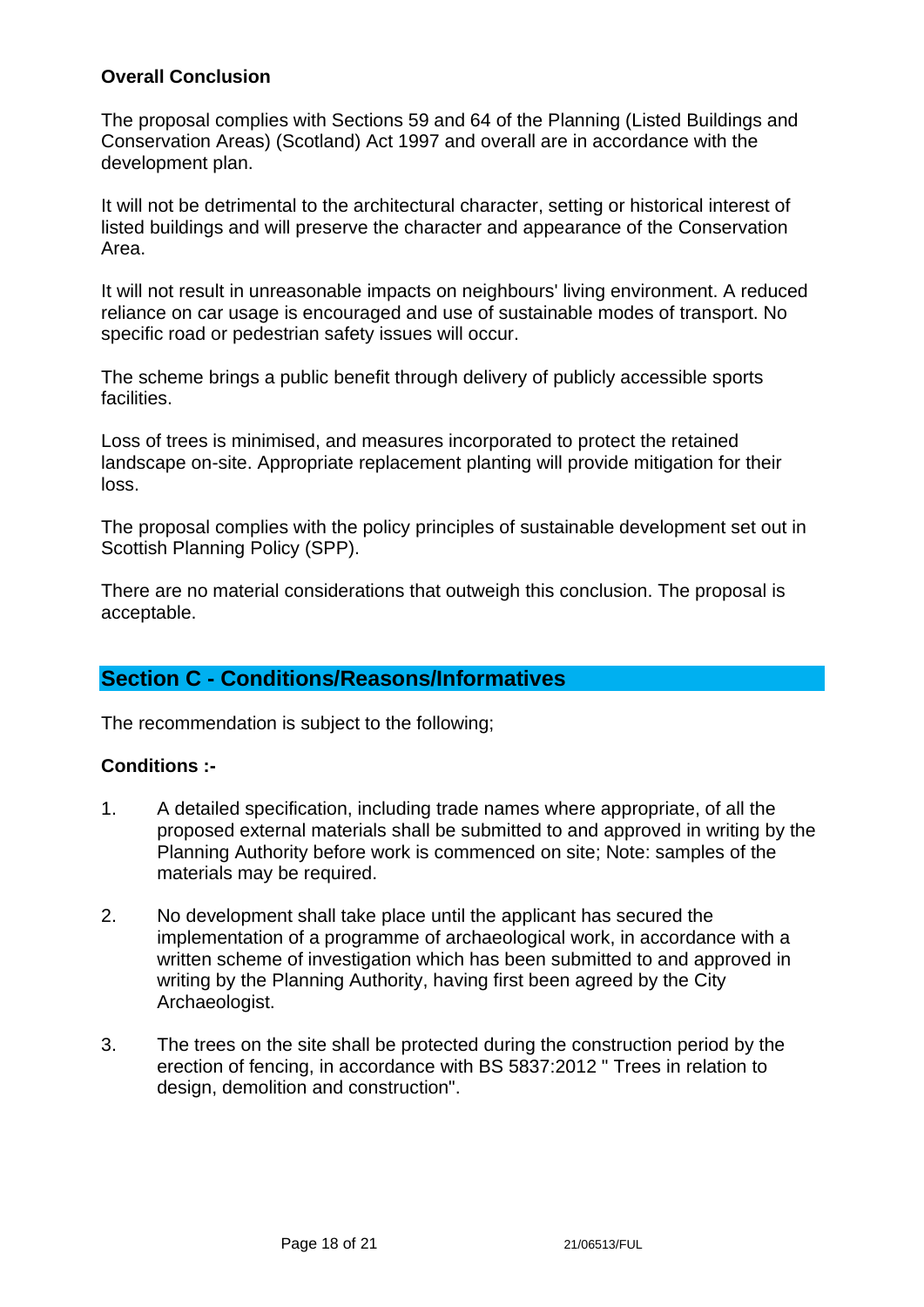**Overall Conclusion**

The proposal complies with Sections 59 and 64 of the Planning (Listed Buildings and Conservation Areas) (Scotland) Act 1997 and overall are in accordance with the development plan.

It will not be detrimental to the architectural character, setting or historical interest of listed buildings and will preserve the character and appearance of the Conservation Area.

It will not result in unreasonable impacts on neighbours' living environment. A reduced reliance on car usage is encouraged and use of sustainable modes of transport. No specific road or pedestrian safety issues will occur.

The scheme brings a public benefit through delivery of publicly accessible sports facilities.

Loss of trees is minimised, and measures incorporated to protect the retained landscape on-site. Appropriate replacement planting will provide mitigation for their loss.

The proposal complies with the policy principles of sustainable development set out in Scottish Planning Policy (SPP).

There are no material considerations that outweigh this conclusion. The proposal is acceptable.

## Section C - Conditions/Reasons/Informatives

The recommendation is subject to the following;

**Conditions :-**

1. A detailed specification, including trade names where appropriate, of all the proposed external materials shall be submitted to and approved in writing by the Planning Authority before work is commenced on site; Note: samples of the materials may be required.

2. No development shall take place until the applicant has secured the implementation of a programme of archaeological work, in accordance with a written scheme of investigation which has been submitted to and approved in writing by the Planning Authority, having first been agreed by the City Archaeologist.

3. The trees on the site shall be protected during the construction period by the erection of fencing, in accordance with BS 5837:2012 " Trees in relation to design, demolition and construction".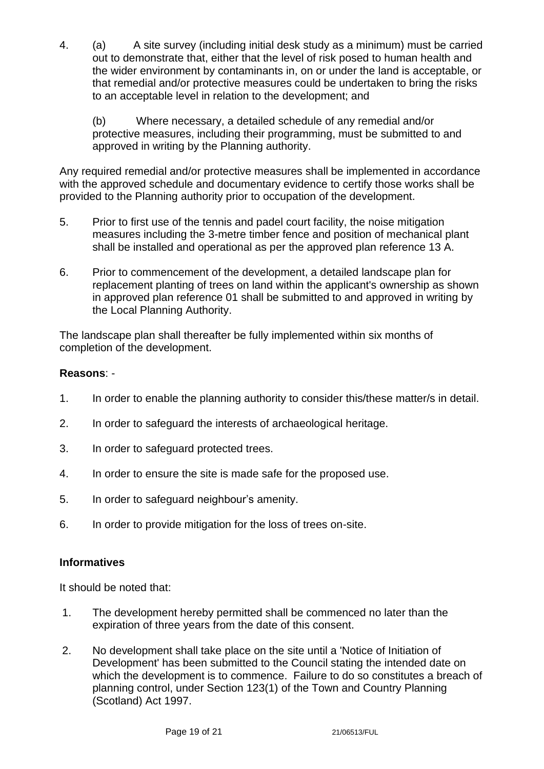4. (a) A site survey (including initial desk study as a minimum) must be carried out to demonstrate that, either that the level of risk posed to human health and the wider environment by contaminants in, on or under the land is acceptable, or that remedial and/or protective measures could be undertaken to bring the risks to an acceptable level in relation to the development; and

   (b) Where necessary, a detailed schedule of any remedial and/or protective measures, including their programming, must be submitted to and approved in writing by the Planning authority.

Any required remedial and/or protective measures shall be implemented in accordance with the approved schedule and documentary evidence to certify those works shall be provided to the Planning authority prior to occupation of the development.

5. Prior to first use of the tennis and padel court facility, the noise mitigation measures including the 3-metre timber fence and position of mechanical plant shall be installed and operational as per the approved plan reference 13 A.

6. Prior to commencement of the development, a detailed landscape plan for replacement planting of trees on land within the applicant's ownership as shown in approved plan reference 01 shall be submitted to and approved in writing by the Local Planning Authority.

The landscape plan shall thereafter be fully implemented within six months of completion of the development.

**Reasons**: -

1. In order to enable the planning authority to consider this/these matter/s in detail.
2. In order to safeguard the interests of archaeological heritage.
3. In order to safeguard protected trees.
4. In order to ensure the site is made safe for the proposed use.
5. In order to safeguard neighbour's amenity.
6. In order to provide mitigation for the loss of trees on-site.

**Informatives**

It should be noted that:

1. The development hereby permitted shall be commenced no later than the expiration of three years from the date of this consent.
2. No development shall take place on the site until a 'Notice of Initiation of Development' has been submitted to the Council stating the intended date on which the development is to commence. Failure to do so constitutes a breach of planning control, under Section 123(1) of the Town and Country Planning (Scotland) Act 1997.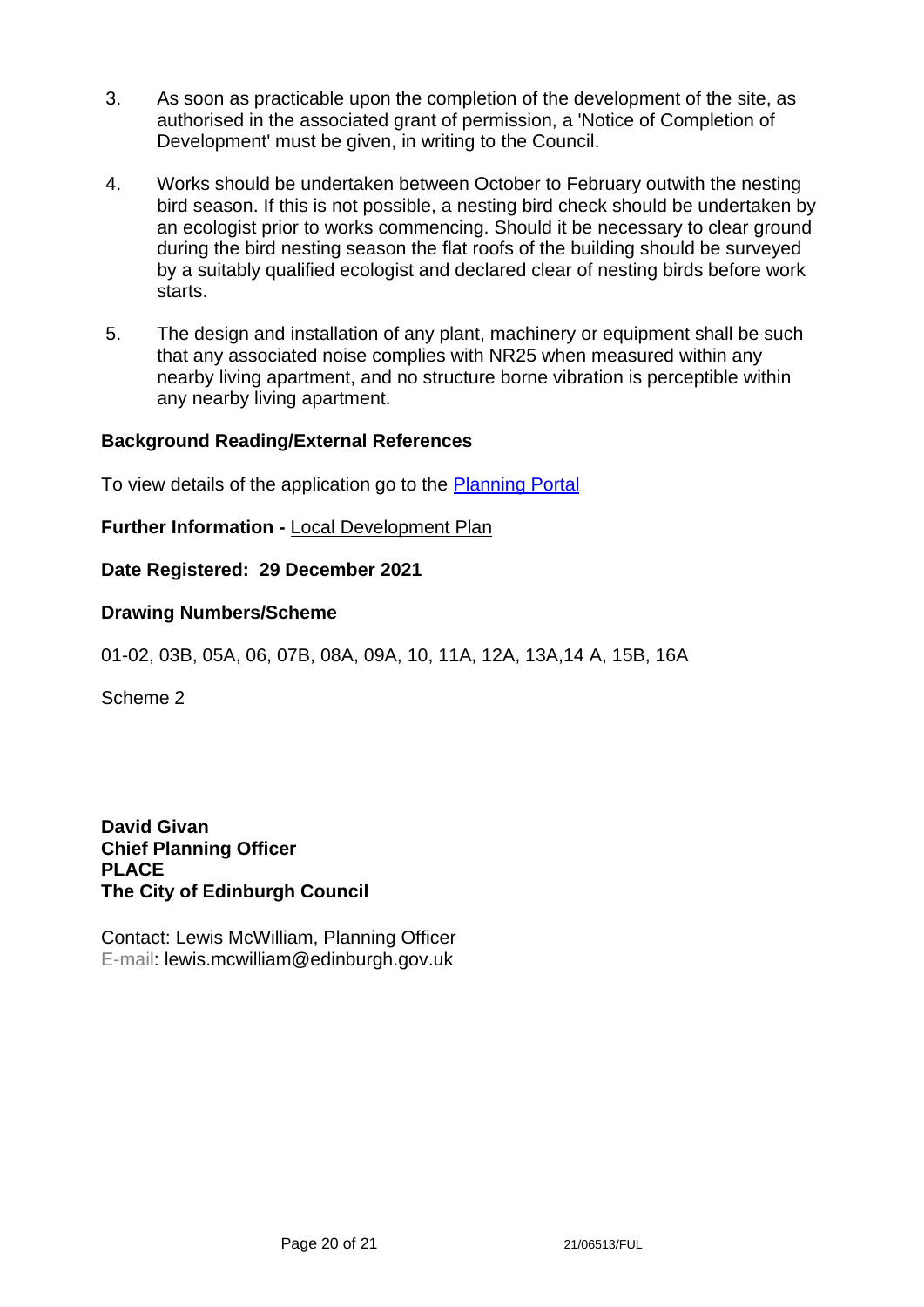3. As soon as practicable upon the completion of the development of the site, as authorised in the associated grant of permission, a 'Notice of Completion of Development' must be given, in writing to the Council.

4. Works should be undertaken between October to February outwith the nesting bird season. If this is not possible, a nesting bird check should be undertaken by an ecologist prior to works commencing. Should it be necessary to clear ground during the bird nesting season the flat roofs of the building should be surveyed by a suitably qualified ecologist and declared clear of nesting birds before work starts.

5. The design and installation of any plant, machinery or equipment shall be such that any associated noise complies with NR25 when measured within any nearby living apartment, and no structure borne vibration is perceptible within any nearby living apartment.

**Background Reading/External References**

To view details of the application go to the Planning Portal

**Further Information -** Local Development Plan

**Date Registered: 29 December 2021**

**Drawing Numbers/Scheme**

01-02, 03B, 05A, 06, 07B, 08A, 09A, 10, 11A, 12A, 13A,14 A, 15B, 16A

Scheme 2

**David Givan**
**Chief Planning Officer**
**PLACE**
**The City of Edinburgh Council**

Contact: Lewis McWilliam, Planning Officer
E-mail: lewis.mcwilliam@edinburgh.gov.uk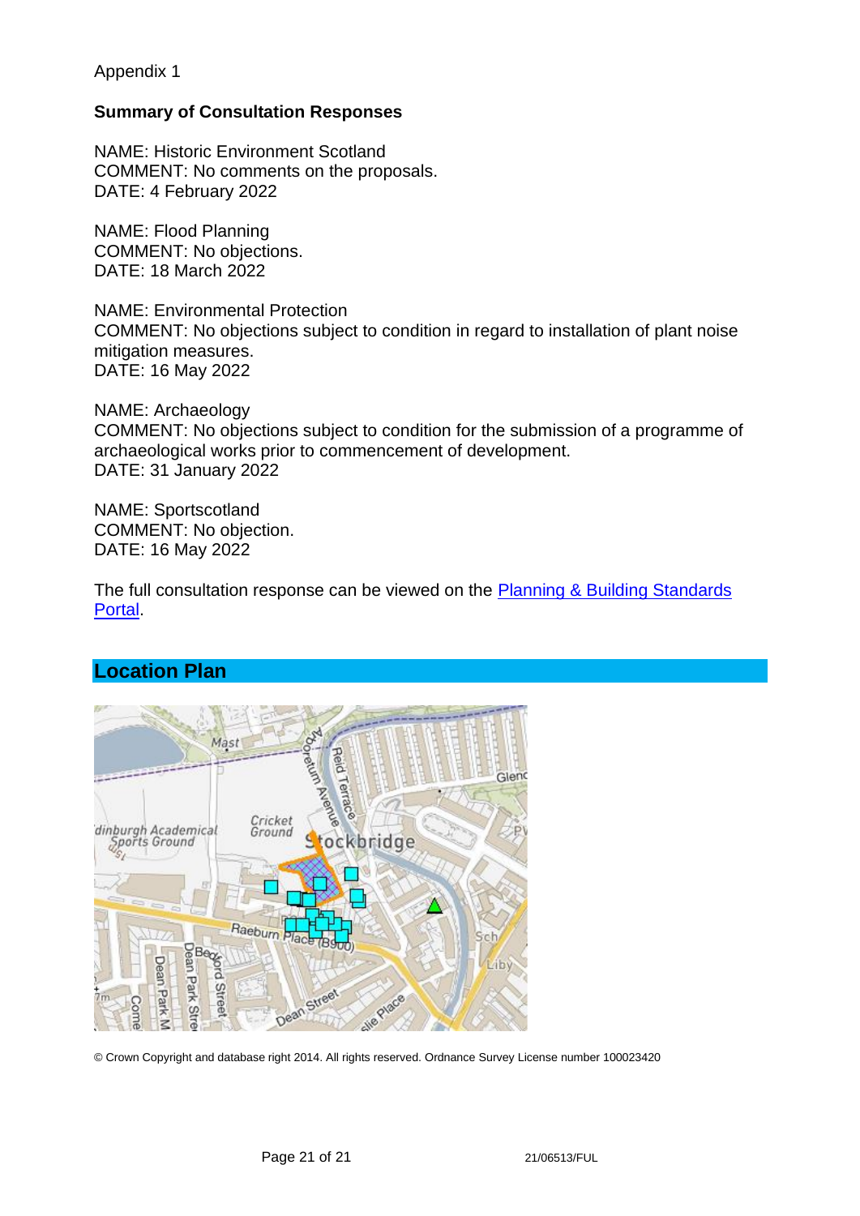Appendix 1

**Summary of Consultation Responses**

NAME: Historic Environment Scotland
COMMENT: No comments on the proposals.
DATE: 4 February 2022

NAME: Flood Planning
COMMENT: No objections.
DATE: 18 March 2022

NAME: Environmental Protection
COMMENT: No objections subject to condition in regard to installation of plant noise mitigation measures.
DATE: 16 May 2022

NAME: Archaeology
COMMENT: No objections subject to condition for the submission of a programme of archaeological works prior to commencement of development.
DATE: 31 January 2022

NAME: Sportscotland
COMMENT: No objection.
DATE: 16 May 2022

The full consultation response can be viewed on the Planning & Building Standards Portal.

## Location Plan

© Crown Copyright and database right 2014. All rights reserved. Ordnance Survey License number 100023420